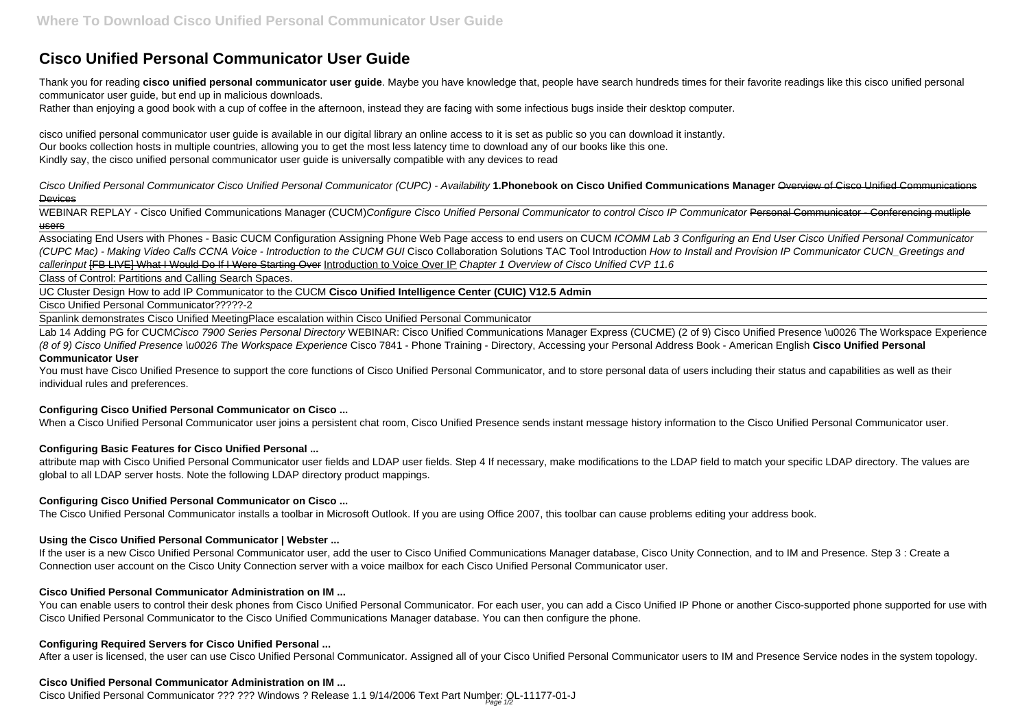# Cisco Unified Personal Communicator User Guide

Thank you for reading **cisco unified personal communicator user guide**. Maybe you have knowledge that, people have search hundreds times for their favorite readings like this cisco unified personal communicator user guide, but end up in malicious downloads.

Rather than enjoying a good book with a cup of coffee in the afternoon, instead they are facing with some infectious bugs inside their desktop computer.

cisco unified personal communicator user guide is available in our digital library an online access to it is set as public so you can download it instantly.

Our books collection hosts in multiple countries, allowing you to get the most less latency time to download any of our books like this one.

Kindly say, the cisco unified personal communicator user guide is universally compatible with any devices to read

*Cisco Unified Personal Communicator Cisco Unified Personal Communicator (CUPC) - Availability* **1.Phonebook on Cisco Unified Communications Manager** ~~Overview of Cisco Unified Communications Devices~~

WEBINAR REPLAY - Cisco Unified Communications Manager (CUCM)*Configure Cisco Unified Personal Communicator to control Cisco IP Communicator* ~~Personal Communicator - Conferencing mutliple users~~

Associating End Users with Phones - Basic CUCM Configuration Assigning Phone Web Page access to end users on CUCM *ICOMM Lab 3 Configuring an End User Cisco Unified Personal Communicator (CUPC Mac) - Making Video Calls CCNA Voice - Introduction to the CUCM GUI* Cisco Collaboration Solutions TAC Tool Introduction *How to Install and Provision IP Communicator CUCN_Greetings and callerinput* ~~[FB LIVE] What I Would Do If I Were Starting Over~~ Introduction to Voice Over IP *Chapter 1 Overview of Cisco Unified CVP 11.6*

Class of Control: Partitions and Calling Search Spaces.

UC Cluster Design How to add IP Communicator to the CUCM **Cisco Unified Intelligence Center (CUIC) V12.5 Admin**

Cisco Unified Personal Communicator?????-2

Spanlink demonstrates Cisco Unified MeetingPlace escalation within Cisco Unified Personal Communicator

Lab 14 Adding PG for CUCM*Cisco 7900 Series Personal Directory* WEBINAR: Cisco Unified Communications Manager Express (CUCME) (2 of 9) Cisco Unified Presence \u0026 The Workspace Experience *(8 of 9) Cisco Unified Presence \u0026 The Workspace Experience* Cisco 7841 - Phone Training - Directory, Accessing your Personal Address Book - American English **Cisco Unified Personal Communicator User**

You must have Cisco Unified Presence to support the core functions of Cisco Unified Personal Communicator, and to store personal data of users including their status and capabilities as well as their individual rules and preferences.

### Configuring Cisco Unified Personal Communicator on Cisco ...

When a Cisco Unified Personal Communicator user joins a persistent chat room, Cisco Unified Presence sends instant message history information to the Cisco Unified Personal Communicator user.

### Configuring Basic Features for Cisco Unified Personal ...

attribute map with Cisco Unified Personal Communicator user fields and LDAP user fields. Step 4 If necessary, make modifications to the LDAP field to match your specific LDAP directory. The values are global to all LDAP server hosts. Note the following LDAP directory product mappings.

### Configuring Cisco Unified Personal Communicator on Cisco ...

The Cisco Unified Personal Communicator installs a toolbar in Microsoft Outlook. If you are using Office 2007, this toolbar can cause problems editing your address book.

### Using the Cisco Unified Personal Communicator | Webster ...

If the user is a new Cisco Unified Personal Communicator user, add the user to Cisco Unified Communications Manager database, Cisco Unity Connection, and to IM and Presence. Step 3 : Create a Connection user account on the Cisco Unity Connection server with a voice mailbox for each Cisco Unified Personal Communicator user.

### Cisco Unified Personal Communicator Administration on IM ...

You can enable users to control their desk phones from Cisco Unified Personal Communicator. For each user, you can add a Cisco Unified IP Phone or another Cisco-supported phone supported for use with Cisco Unified Personal Communicator to the Cisco Unified Communications Manager database. You can then configure the phone.

### Configuring Required Servers for Cisco Unified Personal ...

After a user is licensed, the user can use Cisco Unified Personal Communicator. Assigned all of your Cisco Unified Personal Communicator users to IM and Presence Service nodes in the system topology.

### Cisco Unified Personal Communicator Administration on IM ...

Cisco Unified Personal Communicator ??? ??? Windows ? Release 1.1 9/14/2006 Text Part Number: OL-11177-01-J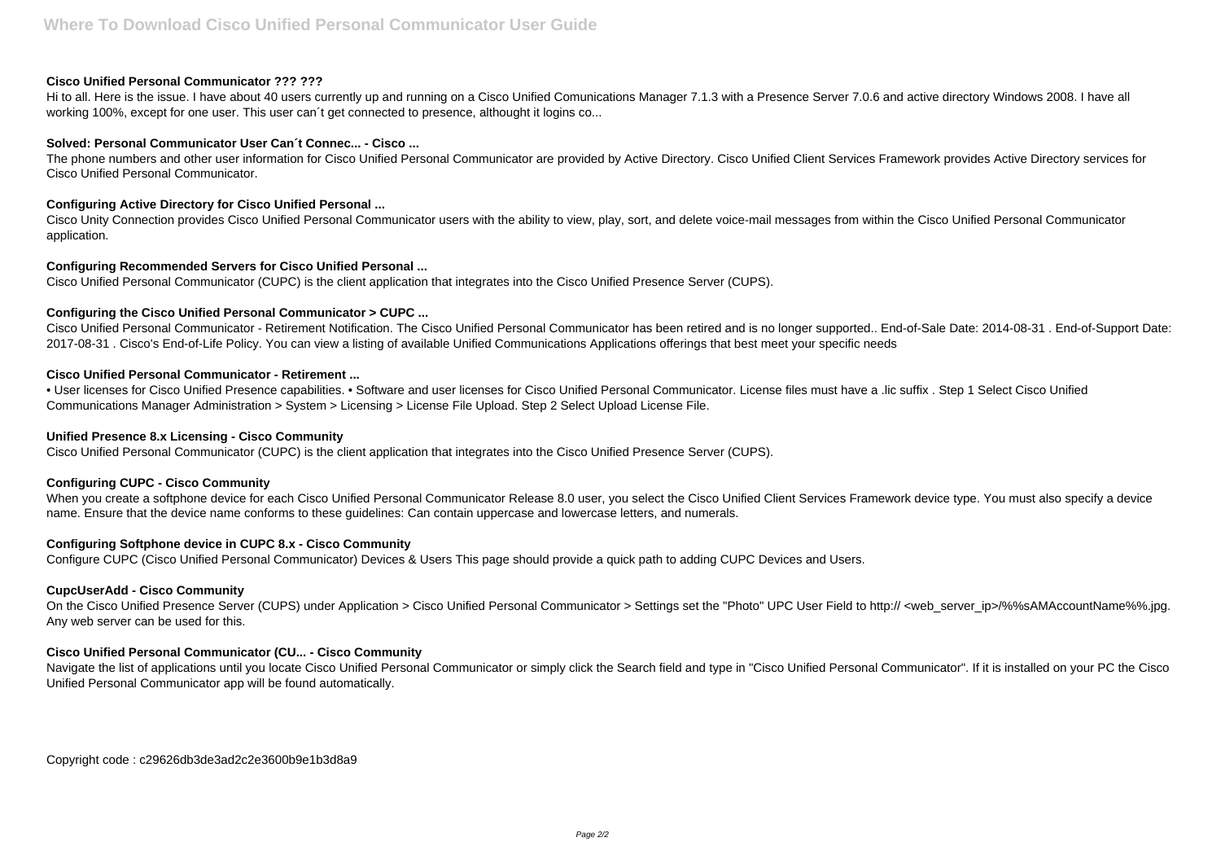### Cisco Unified Personal Communicator ??? ???

Hi to all. Here is the issue. I have about 40 users currently up and running on a Cisco Unified Comunications Manager 7.1.3 with a Presence Server 7.0.6 and active directory Windows 2008. I have all working 100%, except for one user. This user can´t get connected to presence, althought it logins co...

### Solved: Personal Communicator User Can´t Connec... - Cisco ...

The phone numbers and other user information for Cisco Unified Personal Communicator are provided by Active Directory. Cisco Unified Client Services Framework provides Active Directory services for Cisco Unified Personal Communicator.

### Configuring Active Directory for Cisco Unified Personal ...

Cisco Unity Connection provides Cisco Unified Personal Communicator users with the ability to view, play, sort, and delete voice-mail messages from within the Cisco Unified Personal Communicator application.

### Configuring Recommended Servers for Cisco Unified Personal ...

Cisco Unified Personal Communicator (CUPC) is the client application that integrates into the Cisco Unified Presence Server (CUPS).

### Configuring the Cisco Unified Personal Communicator > CUPC ...

Cisco Unified Personal Communicator - Retirement Notification. The Cisco Unified Personal Communicator has been retired and is no longer supported.. End-of-Sale Date: 2014-08-31 . End-of-Support Date: 2017-08-31 . Cisco's End-of-Life Policy. You can view a listing of available Unified Communications Applications offerings that best meet your specific needs

### Cisco Unified Personal Communicator - Retirement ...

• User licenses for Cisco Unified Presence capabilities. • Software and user licenses for Cisco Unified Personal Communicator. License files must have a .lic suffix . Step 1 Select Cisco Unified Communications Manager Administration > System > Licensing > License File Upload. Step 2 Select Upload License File.

### Unified Presence 8.x Licensing - Cisco Community

Cisco Unified Personal Communicator (CUPC) is the client application that integrates into the Cisco Unified Presence Server (CUPS).

### Configuring CUPC - Cisco Community

When you create a softphone device for each Cisco Unified Personal Communicator Release 8.0 user, you select the Cisco Unified Client Services Framework device type. You must also specify a device name. Ensure that the device name conforms to these guidelines: Can contain uppercase and lowercase letters, and numerals.

### Configuring Softphone device in CUPC 8.x - Cisco Community

Configure CUPC (Cisco Unified Personal Communicator) Devices & Users This page should provide a quick path to adding CUPC Devices and Users.

### CupcUserAdd - Cisco Community

On the Cisco Unified Presence Server (CUPS) under Application > Cisco Unified Personal Communicator > Settings set the "Photo" UPC User Field to http:// <web_server_ip>/%%sAMAccountName%%.jpg. Any web server can be used for this.

### Cisco Unified Personal Communicator (CU... - Cisco Community

Navigate the list of applications until you locate Cisco Unified Personal Communicator or simply click the Search field and type in "Cisco Unified Personal Communicator". If it is installed on your PC the Cisco Unified Personal Communicator app will be found automatically.

Copyright code : c29626db3de3ad2c2e3600b9e1b3d8a9